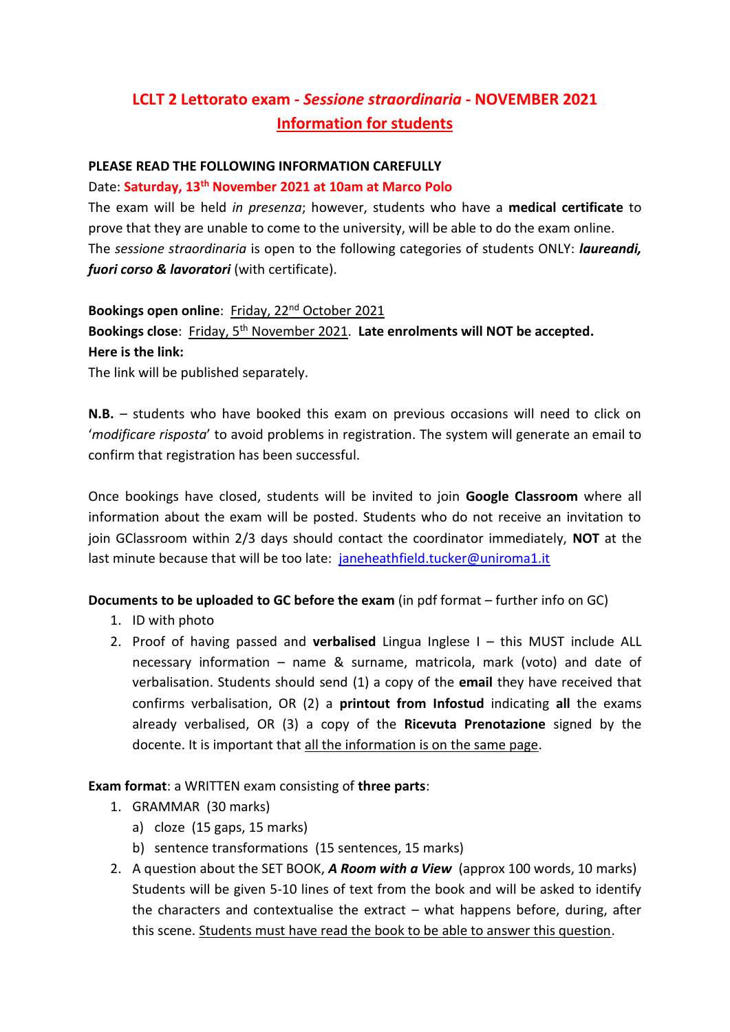# LCLT 2 Lettorato exam - *Sessione straordinaria* - NOVEMBER 2021
## Information for students

**PLEASE READ THE FOLLOWING INFORMATION CAREFULLY**

Date: **Saturday, 13th November 2021 at 10am at Marco Polo**

The exam will be held *in presenza*; however, students who have a **medical certificate** to prove that they are unable to come to the university, will be able to do the exam online.

The *sessione straordinaria* is open to the following categories of students ONLY: ***laureandi, fuori corso & lavoratori*** (with certificate).

**Bookings open online**: Friday, 22nd October 2021

**Bookings close**: Friday, 5th November 2021. **Late enrolments will NOT be accepted.**

**Here is the link:**

The link will be published separately.

**N.B.** – students who have booked this exam on previous occasions will need to click on '*modificare risposta*' to avoid problems in registration. The system will generate an email to confirm that registration has been successful.

Once bookings have closed, students will be invited to join **Google Classroom** where all information about the exam will be posted. Students who do not receive an invitation to join GClassroom within 2/3 days should contact the coordinator immediately, **NOT** at the last minute because that will be too late: janeheathfield.tucker@uniroma1.it

**Documents to be uploaded to GC before the exam** (in pdf format – further info on GC)

1. ID with photo
2. Proof of having passed and **verbalised** Lingua Inglese I – this MUST include ALL necessary information – name & surname, matricola, mark (voto) and date of verbalisation. Students should send (1) a copy of the **email** they have received that confirms verbalisation, OR (2) a **printout from Infostud** indicating **all** the exams already verbalised, OR (3) a copy of the **Ricevuta Prenotazione** signed by the docente. It is important that all the information is on the same page.

**Exam format**: a WRITTEN exam consisting of **three parts**:

1. GRAMMAR (30 marks)
   a) cloze (15 gaps, 15 marks)
   b) sentence transformations (15 sentences, 15 marks)
2. A question about the SET BOOK, ***A Room with a View*** (approx 100 words, 10 marks)
   Students will be given 5-10 lines of text from the book and will be asked to identify the characters and contextualise the extract – what happens before, during, after this scene. Students must have read the book to be able to answer this question.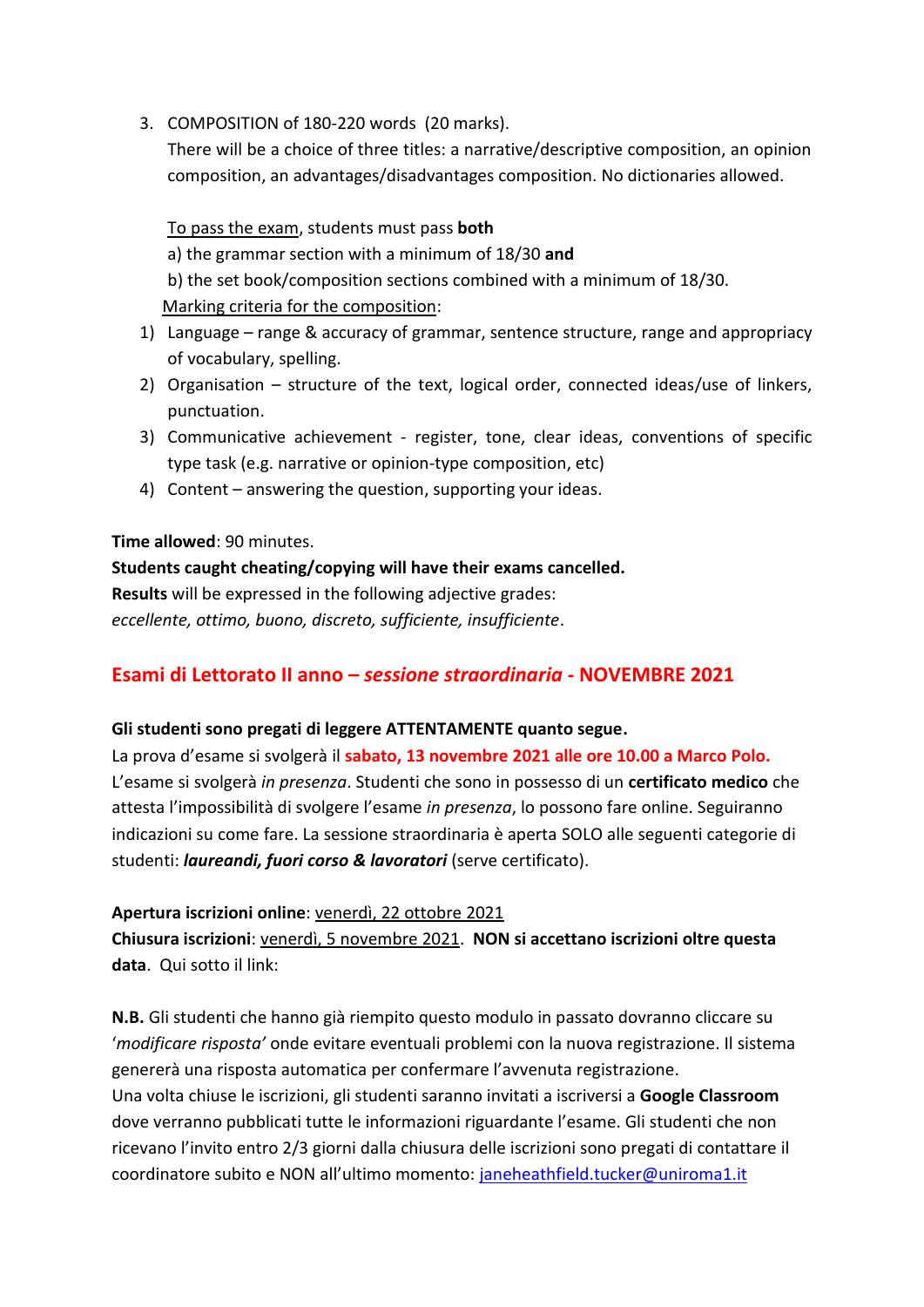3. COMPOSITION of 180-220 words (20 marks).
   There will be a choice of three titles: a narrative/descriptive composition, an opinion composition, an advantages/disadvantages composition. No dictionaries allowed.

   To pass the exam, students must pass **both**
   a) the grammar section with a minimum of 18/30 **and**
   b) the set book/composition sections combined with a minimum of 18/30.

   Marking criteria for the composition:

1) Language – range & accuracy of grammar, sentence structure, range and appropriacy of vocabulary, spelling.
2) Organisation – structure of the text, logical order, connected ideas/use of linkers, punctuation.
3) Communicative achievement - register, tone, clear ideas, conventions of specific type task (e.g. narrative or opinion-type composition, etc)
4) Content – answering the question, supporting your ideas.

**Time allowed**: 90 minutes.
**Students caught cheating/copying will have their exams cancelled.**
**Results** will be expressed in the following adjective grades:
*eccellente, ottimo, buono, discreto, sufficiente, insufficiente*.

## Esami di Lettorato II anno – *sessione straordinaria* - NOVEMBRE 2021

**Gli studenti sono pregati di leggere ATTENTAMENTE quanto segue.**
La prova d'esame si svolgerà il **sabato, 13 novembre 2021 alle ore 10.00 a Marco Polo.**
L'esame si svolgerà *in presenza*. Studenti che sono in possesso di un **certificato medico** che attesta l'impossibilità di svolgere l'esame *in presenza*, lo possono fare online. Seguiranno indicazioni su come fare. La sessione straordinaria è aperta SOLO alle seguenti categorie di studenti: ***laureandi, fuori corso & lavoratori*** (serve certificato).

**Apertura iscrizioni online**: venerdì, 22 ottobre 2021
**Chiusura iscrizioni**: venerdì, 5 novembre 2021. **NON si accettano iscrizioni oltre questa data**. Qui sotto il link:

**N.B.** Gli studenti che hanno già riempito questo modulo in passato dovranno cliccare su '*modificare risposta'* onde evitare eventuali problemi con la nuova registrazione. Il sistema genererà una risposta automatica per confermare l'avvenuta registrazione.
Una volta chiuse le iscrizioni, gli studenti saranno invitati a iscriversi a **Google Classroom** dove verranno pubblicati tutte le informazioni riguardante l'esame. Gli studenti che non ricevano l'invito entro 2/3 giorni dalla chiusura delle iscrizioni sono pregati di contattare il coordinatore subito e NON all'ultimo momento: janeheathfield.tucker@uniroma1.it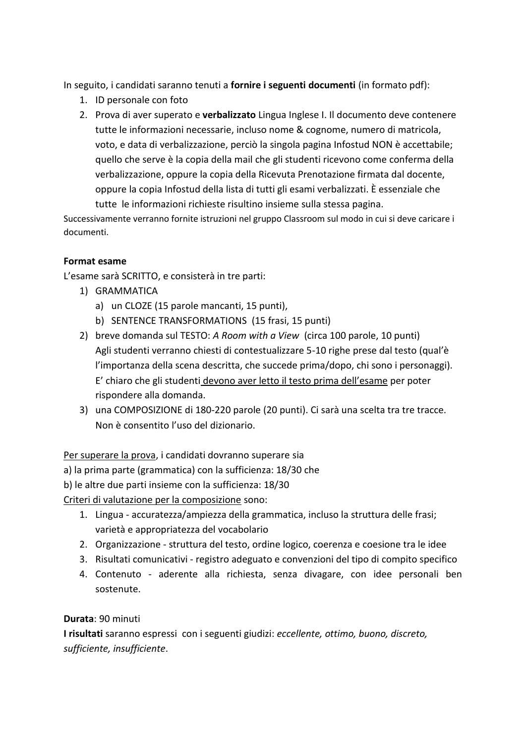In seguito, i candidati saranno tenuti a **fornire i seguenti documenti** (in formato pdf):

1. ID personale con foto
2. Prova di aver superato e **verbalizzato** Lingua Inglese I. Il documento deve contenere tutte le informazioni necessarie, incluso nome & cognome, numero di matricola, voto, e data di verbalizzazione, perciò la singola pagina Infostud NON è accettabile; quello che serve è la copia della mail che gli studenti ricevono come conferma della verbalizzazione, oppure la copia della Ricevuta Prenotazione firmata dal docente, oppure la copia Infostud della lista di tutti gli esami verbalizzati. È essenziale che tutte le informazioni richieste risultino insieme sulla stessa pagina.

Successivamente verranno fornite istruzioni nel gruppo Classroom sul modo in cui si deve caricare i documenti.

**Format esame**

L'esame sarà SCRITTO, e consisterà in tre parti:

1) GRAMMATICA
   a) un CLOZE (15 parole mancanti, 15 punti),
   b) SENTENCE TRANSFORMATIONS (15 frasi, 15 punti)
2) breve domanda sul TESTO: *A Room with a View* (circa 100 parole, 10 punti)
   Agli studenti verranno chiesti di contestualizzare 5-10 righe prese dal testo (qual'è l'importanza della scena descritta, che succede prima/dopo, chi sono i personaggi). E' chiaro che gli studenti <u>devono aver letto il testo prima dell'esame</u> per poter rispondere alla domanda.
3) una COMPOSIZIONE di 180-220 parole (20 punti). Ci sarà una scelta tra tre tracce. Non è consentito l'uso del dizionario.

<u>Per superare la prova</u>, i candidati dovranno superare sia

a) la prima parte (grammatica) con la sufficienza: 18/30 che

b) le altre due parti insieme con la sufficienza: 18/30

<u>Criteri di valutazione per la composizione</u> sono:

1. Lingua - accuratezza/ampiezza della grammatica, incluso la struttura delle frasi; varietà e appropriatezza del vocabolario
2. Organizzazione - struttura del testo, ordine logico, coerenza e coesione tra le idee
3. Risultati comunicativi - registro adeguato e convenzioni del tipo di compito specifico
4. Contenuto - aderente alla richiesta, senza divagare, con idee personali ben sostenute.

**Durata**: 90 minuti

**I risultati** saranno espressi con i seguenti giudizi: *eccellente, ottimo, buono, discreto, sufficiente, insufficiente*.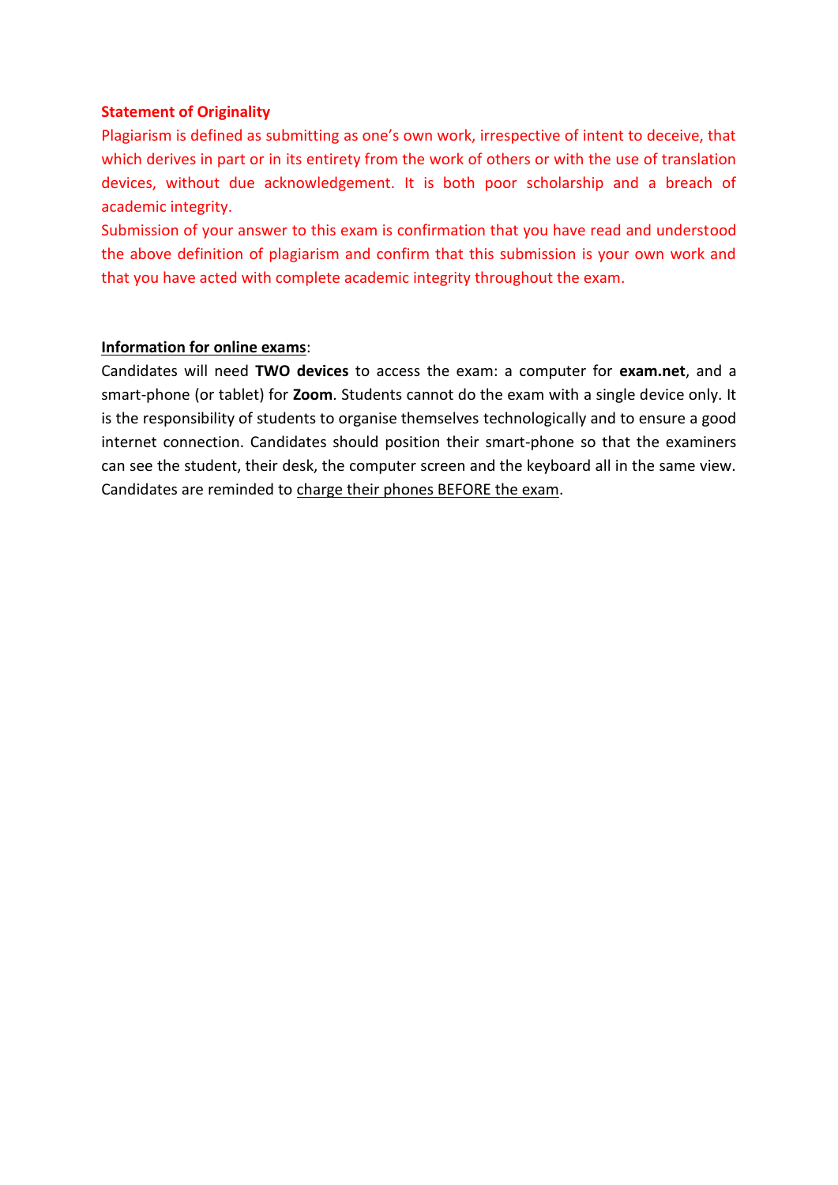**Statement of Originality**

Plagiarism is defined as submitting as one's own work, irrespective of intent to deceive, that which derives in part or in its entirety from the work of others or with the use of translation devices, without due acknowledgement. It is both poor scholarship and a breach of academic integrity.

Submission of your answer to this exam is confirmation that you have read and understood the above definition of plagiarism and confirm that this submission is your own work and that you have acted with complete academic integrity throughout the exam.

**Information for online exams**:

Candidates will need **TWO devices** to access the exam: a computer for **exam.net**, and a smart-phone (or tablet) for **Zoom**. Students cannot do the exam with a single device only. It is the responsibility of students to organise themselves technologically and to ensure a good internet connection. Candidates should position their smart-phone so that the examiners can see the student, their desk, the computer screen and the keyboard all in the same view. Candidates are reminded to charge their phones BEFORE the exam.